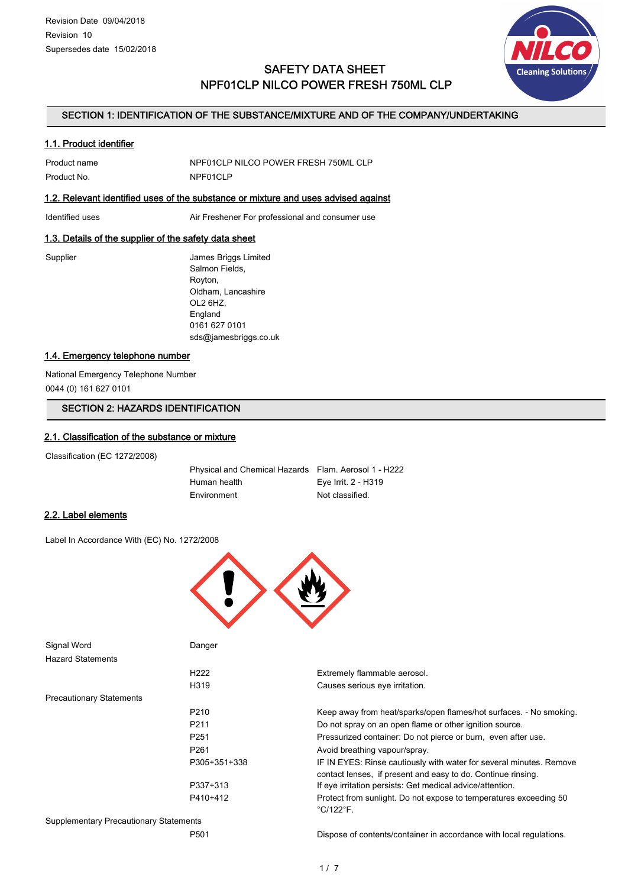Revision Date 09/04/2018
Revision 10
Supersedes date 15/02/2018

# SAFETY DATA SHEET
# NPF01CLP NILCO POWER FRESH 750ML CLP

## SECTION 1: IDENTIFICATION OF THE SUBSTANCE/MIXTURE AND OF THE COMPANY/UNDERTAKING

### 1.1. Product identifier

| | |
|---|---|
| Product name | NPF01CLP NILCO POWER FRESH 750ML CLP |
| Product No. | NPF01CLP |

### 1.2. Relevant identified uses of the substance or mixture and uses advised against

| | |
|---|---|
| Identified uses | Air Freshener For professional and consumer use |

### 1.3. Details of the supplier of the safety data sheet

Supplier
James Briggs Limited
Salmon Fields,
Royton,
Oldham, Lancashire
OL2 6HZ,
England
0161 627 0101
sds@jamesbriggs.co.uk

### 1.4. Emergency telephone number

National Emergency Telephone Number
0044 (0) 161 627 0101

## SECTION 2: HAZARDS IDENTIFICATION

### 2.1. Classification of the substance or mixture

Classification (EC 1272/2008)

| | |
|---|---|
| Physical and Chemical Hazards | Flam. Aerosol 1 - H222 |
| Human health | Eye Irrit. 2 - H319 |
| Environment | Not classified. |

### 2.2. Label elements

Label In Accordance With (EC) No. 1272/2008

Signal Word: Danger

Hazard Statements

| | |
|---|---|
| H222 | Extremely flammable aerosol. |
| H319 | Causes serious eye irritation. |

Precautionary Statements

| | |
|---|---|
| P210 | Keep away from heat/sparks/open flames/hot surfaces. - No smoking. |
| P211 | Do not spray on an open flame or other ignition source. |
| P251 | Pressurized container: Do not pierce or burn, even after use. |
| P261 | Avoid breathing vapour/spray. |
| P305+351+338 | IF IN EYES: Rinse cautiously with water for several minutes. Remove contact lenses, if present and easy to do. Continue rinsing. |
| P337+313 | If eye irritation persists: Get medical advice/attention. |
| P410+412 | Protect from sunlight. Do not expose to temperatures exceeding 50 °C/122°F. |

Supplementary Precautionary Statements

| | |
|---|---|
| P501 | Dispose of contents/container in accordance with local regulations. |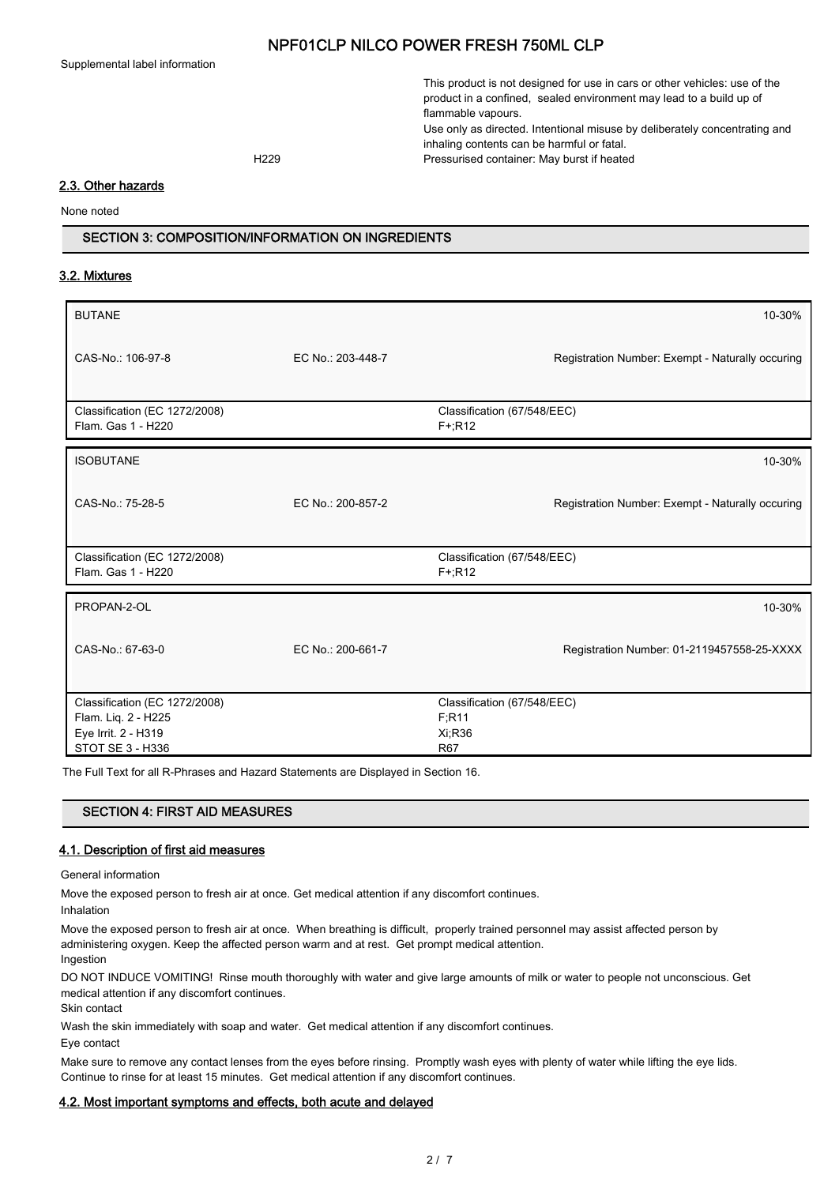Supplemental label information

This product is not designed for use in cars or other vehicles: use of the product in a confined, sealed environment may lead to a build up of flammable vapours.
Use only as directed. Intentional misuse by deliberately concentrating and inhaling contents can be harmful or fatal.

H229 Pressurised container: May burst if heated

## 2.3. Other hazards

None noted

# SECTION 3: COMPOSITION/INFORMATION ON INGREDIENTS

## 3.2. Mixtures

| BUTANE | | 10-30% |
|---|---|---|
| CAS-No.: 106-97-8 | EC No.: 203-448-7 | Registration Number: Exempt - Naturally occuring |
| Classification (EC 1272/2008)<br>Flam. Gas 1 - H220 | Classification (67/548/EEC)<br>F+;R12 | |

| ISOBUTANE | | 10-30% |
|---|---|---|
| CAS-No.: 75-28-5 | EC No.: 200-857-2 | Registration Number: Exempt - Naturally occuring |
| Classification (EC 1272/2008)<br>Flam. Gas 1 - H220 | Classification (67/548/EEC)<br>F+;R12 | |

| PROPAN-2-OL | | 10-30% |
|---|---|---|
| CAS-No.: 67-63-0 | EC No.: 200-661-7 | Registration Number: 01-2119457558-25-XXXX |
| Classification (EC 1272/2008)<br>Flam. Liq. 2 - H225<br>Eye Irrit. 2 - H319<br>STOT SE 3 - H336 | Classification (67/548/EEC)<br>F;R11<br>Xi;R36<br>R67 | |

The Full Text for all R-Phrases and Hazard Statements are Displayed in Section 16.

# SECTION 4: FIRST AID MEASURES

## 4.1. Description of first aid measures

General information

Move the exposed person to fresh air at once. Get medical attention if any discomfort continues.

Inhalation

Move the exposed person to fresh air at once. When breathing is difficult, properly trained personnel may assist affected person by administering oxygen. Keep the affected person warm and at rest. Get prompt medical attention.

Ingestion

DO NOT INDUCE VOMITING! Rinse mouth thoroughly with water and give large amounts of milk or water to people not unconscious. Get medical attention if any discomfort continues.

Skin contact

Wash the skin immediately with soap and water. Get medical attention if any discomfort continues.

Eye contact

Make sure to remove any contact lenses from the eyes before rinsing. Promptly wash eyes with plenty of water while lifting the eye lids. Continue to rinse for at least 15 minutes. Get medical attention if any discomfort continues.

## 4.2. Most important symptoms and effects, both acute and delayed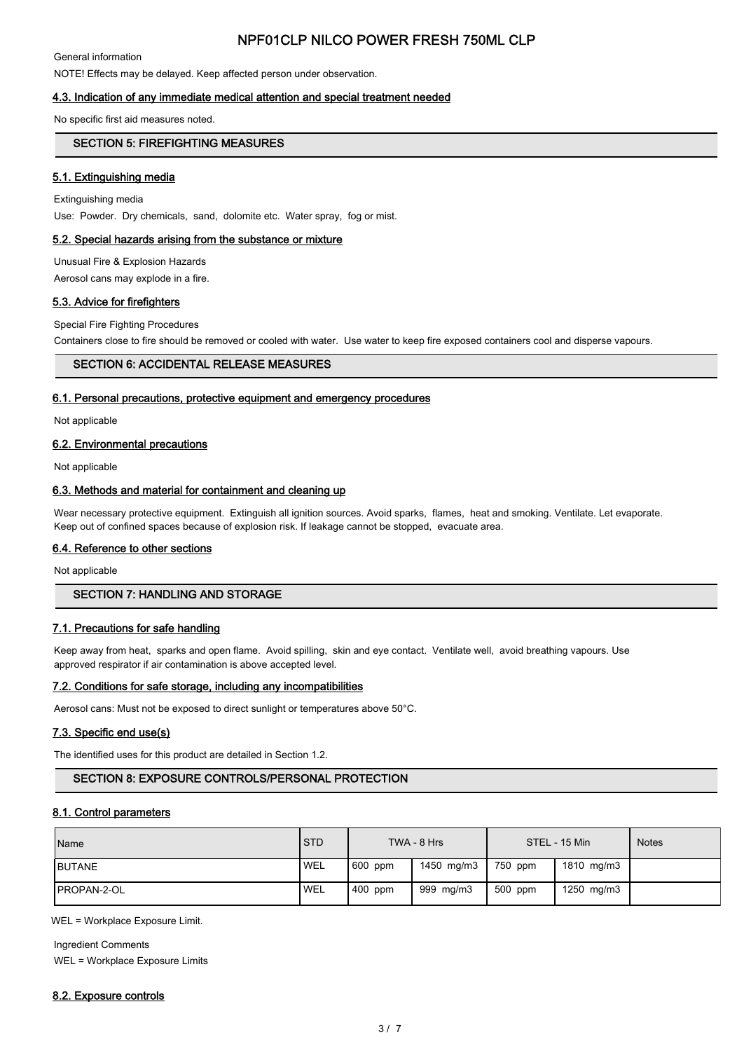General information

NOTE! Effects may be delayed. Keep affected person under observation.

### 4.3. Indication of any immediate medical attention and special treatment needed

No specific first aid measures noted.

## SECTION 5: FIREFIGHTING MEASURES

### 5.1. Extinguishing media

Extinguishing media

Use: Powder. Dry chemicals, sand, dolomite etc. Water spray, fog or mist.

### 5.2. Special hazards arising from the substance or mixture

Unusual Fire & Explosion Hazards

Aerosol cans may explode in a fire.

### 5.3. Advice for firefighters

Special Fire Fighting Procedures

Containers close to fire should be removed or cooled with water. Use water to keep fire exposed containers cool and disperse vapours.

## SECTION 6: ACCIDENTAL RELEASE MEASURES

### 6.1. Personal precautions, protective equipment and emergency procedures

Not applicable

### 6.2. Environmental precautions

Not applicable

### 6.3. Methods and material for containment and cleaning up

Wear necessary protective equipment. Extinguish all ignition sources. Avoid sparks, flames, heat and smoking. Ventilate. Let evaporate. Keep out of confined spaces because of explosion risk. If leakage cannot be stopped, evacuate area.

### 6.4. Reference to other sections

Not applicable

## SECTION 7: HANDLING AND STORAGE

### 7.1. Precautions for safe handling

Keep away from heat, sparks and open flame. Avoid spilling, skin and eye contact. Ventilate well, avoid breathing vapours. Use approved respirator if air contamination is above accepted level.

### 7.2. Conditions for safe storage, including any incompatibilities

Aerosol cans: Must not be exposed to direct sunlight or temperatures above 50°C.

### 7.3. Specific end use(s)

The identified uses for this product are detailed in Section 1.2.

## SECTION 8: EXPOSURE CONTROLS/PERSONAL PROTECTION

### 8.1. Control parameters

| Name | STD | TWA - 8 Hrs | | STEL - 15 Min | | Notes |
|---|---|---|---|---|---|---|
| BUTANE | WEL | 600 ppm | 1450 mg/m3 | 750 ppm | 1810 mg/m3 | |
| PROPAN-2-OL | WEL | 400 ppm | 999 mg/m3 | 500 ppm | 1250 mg/m3 | |

WEL = Workplace Exposure Limit.

Ingredient Comments

WEL = Workplace Exposure Limits

### 8.2. Exposure controls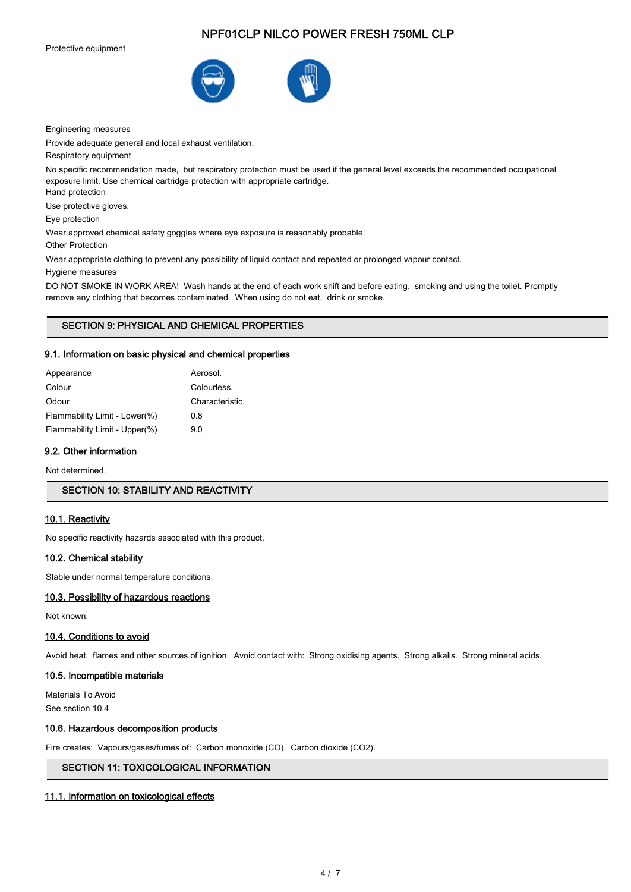Protective equipment

Engineering measures

Provide adequate general and local exhaust ventilation.

Respiratory equipment

No specific recommendation made, but respiratory protection must be used if the general level exceeds the recommended occupational exposure limit. Use chemical cartridge protection with appropriate cartridge.

Hand protection

Use protective gloves.

Eye protection

Wear approved chemical safety goggles where eye exposure is reasonably probable.

Other Protection

Wear appropriate clothing to prevent any possibility of liquid contact and repeated or prolonged vapour contact.

Hygiene measures

DO NOT SMOKE IN WORK AREA! Wash hands at the end of each work shift and before eating, smoking and using the toilet. Promptly remove any clothing that becomes contaminated. When using do not eat, drink or smoke.

## SECTION 9: PHYSICAL AND CHEMICAL PROPERTIES

### 9.1. Information on basic physical and chemical properties

| | |
|---|---|
| Appearance | Aerosol. |
| Colour | Colourless. |
| Odour | Characteristic. |
| Flammability Limit - Lower(%) | 0.8 |
| Flammability Limit - Upper(%) | 9.0 |

### 9.2. Other information

Not determined.

## SECTION 10: STABILITY AND REACTIVITY

### 10.1. Reactivity

No specific reactivity hazards associated with this product.

### 10.2. Chemical stability

Stable under normal temperature conditions.

### 10.3. Possibility of hazardous reactions

Not known.

### 10.4. Conditions to avoid

Avoid heat, flames and other sources of ignition. Avoid contact with: Strong oxidising agents. Strong alkalis. Strong mineral acids.

### 10.5. Incompatible materials

Materials To Avoid

See section 10.4

### 10.6. Hazardous decomposition products

Fire creates: Vapours/gases/fumes of: Carbon monoxide (CO). Carbon dioxide ($CO_2$).

## SECTION 11: TOXICOLOGICAL INFORMATION

### 11.1. Information on toxicological effects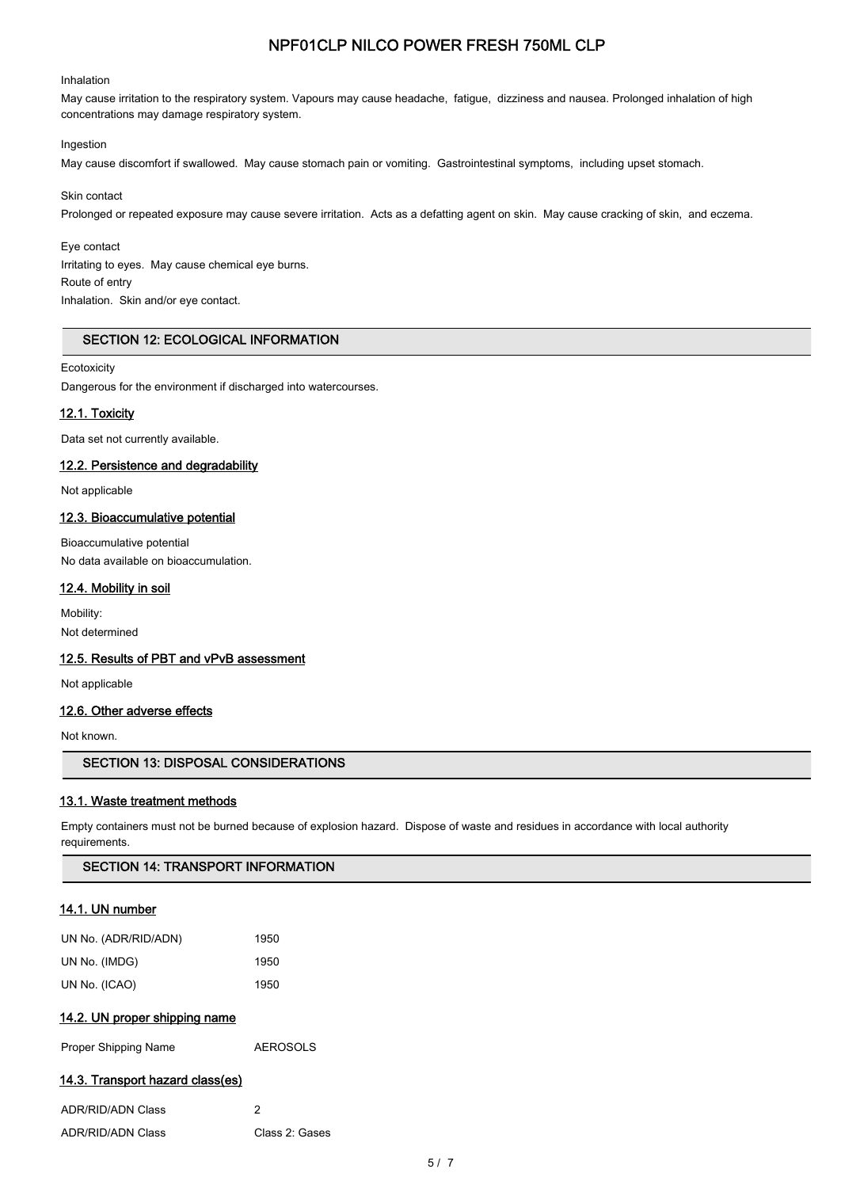Inhalation

May cause irritation to the respiratory system. Vapours may cause headache, fatigue, dizziness and nausea. Prolonged inhalation of high concentrations may damage respiratory system.

Ingestion

May cause discomfort if swallowed. May cause stomach pain or vomiting. Gastrointestinal symptoms, including upset stomach.

Skin contact

Prolonged or repeated exposure may cause severe irritation. Acts as a defatting agent on skin. May cause cracking of skin, and eczema.

Eye contact

Irritating to eyes. May cause chemical eye burns.

Route of entry

Inhalation. Skin and/or eye contact.

## SECTION 12: ECOLOGICAL INFORMATION

Ecotoxicity

Dangerous for the environment if discharged into watercourses.

### 12.1. Toxicity

Data set not currently available.

### 12.2. Persistence and degradability

Not applicable

### 12.3. Bioaccumulative potential

Bioaccumulative potential

No data available on bioaccumulation.

### 12.4. Mobility in soil

Mobility:

Not determined

### 12.5. Results of PBT and vPvB assessment

Not applicable

### 12.6. Other adverse effects

Not known.

## SECTION 13: DISPOSAL CONSIDERATIONS

### 13.1. Waste treatment methods

Empty containers must not be burned because of explosion hazard. Dispose of waste and residues in accordance with local authority requirements.

## SECTION 14: TRANSPORT INFORMATION

### 14.1. UN number

| | |
|---|---|
| UN No. (ADR/RID/ADN) | 1950 |
| UN No. (IMDG) | 1950 |
| UN No. (ICAO) | 1950 |

### 14.2. UN proper shipping name

| | |
|---|---|
| Proper Shipping Name | AEROSOLS |

### 14.3. Transport hazard class(es)

| | |
|---|---|
| ADR/RID/ADN Class | 2 |
| ADR/RID/ADN Class | Class 2: Gases |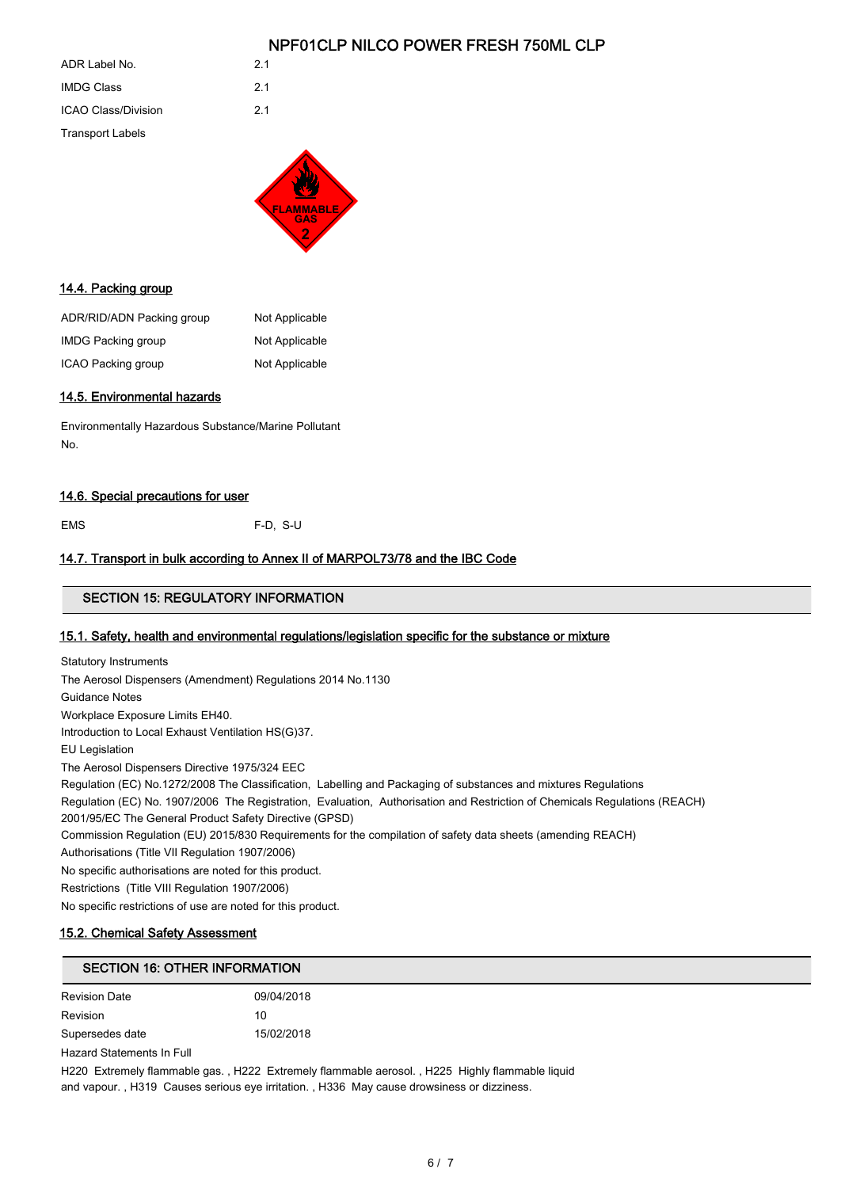| | |
|---|---|
| ADR Label No. | 2.1 |
| IMDG Class | 2.1 |
| ICAO Class/Division | 2.1 |
| Transport Labels | |

### 14.4. Packing group

| | |
|---|---|
| ADR/RID/ADN Packing group | Not Applicable |
| IMDG Packing group | Not Applicable |
| ICAO Packing group | Not Applicable |

### 14.5. Environmental hazards

Environmentally Hazardous Substance/Marine Pollutant

No.

### 14.6. Special precautions for user

EMS F-D, S-U

### 14.7. Transport in bulk according to Annex II of MARPOL73/78 and the IBC Code

## SECTION 15: REGULATORY INFORMATION

### 15.1. Safety, health and environmental regulations/legislation specific for the substance or mixture

Statutory Instruments

The Aerosol Dispensers (Amendment) Regulations 2014 No.1130

Guidance Notes

Workplace Exposure Limits EH40.

Introduction to Local Exhaust Ventilation HS(G)37.

EU Legislation

The Aerosol Dispensers Directive 1975/324 EEC

Regulation (EC) No.1272/2008 The Classification, Labelling and Packaging of substances and mixtures Regulations

Regulation (EC) No. 1907/2006 The Registration, Evaluation, Authorisation and Restriction of Chemicals Regulations (REACH)

2001/95/EC The General Product Safety Directive (GPSD)

Commission Regulation (EU) 2015/830 Requirements for the compilation of safety data sheets (amending REACH)

Authorisations (Title VII Regulation 1907/2006)

No specific authorisations are noted for this product.

Restrictions (Title VIII Regulation 1907/2006)

No specific restrictions of use are noted for this product.

### 15.2. Chemical Safety Assessment

## SECTION 16: OTHER INFORMATION

| | |
|---|---|
| Revision Date | 09/04/2018 |
| Revision | 10 |
| Supersedes date | 15/02/2018 |

Hazard Statements In Full

H220 Extremely flammable gas. , H222 Extremely flammable aerosol. , H225 Highly flammable liquid and vapour. , H319 Causes serious eye irritation. , H336 May cause drowsiness or dizziness.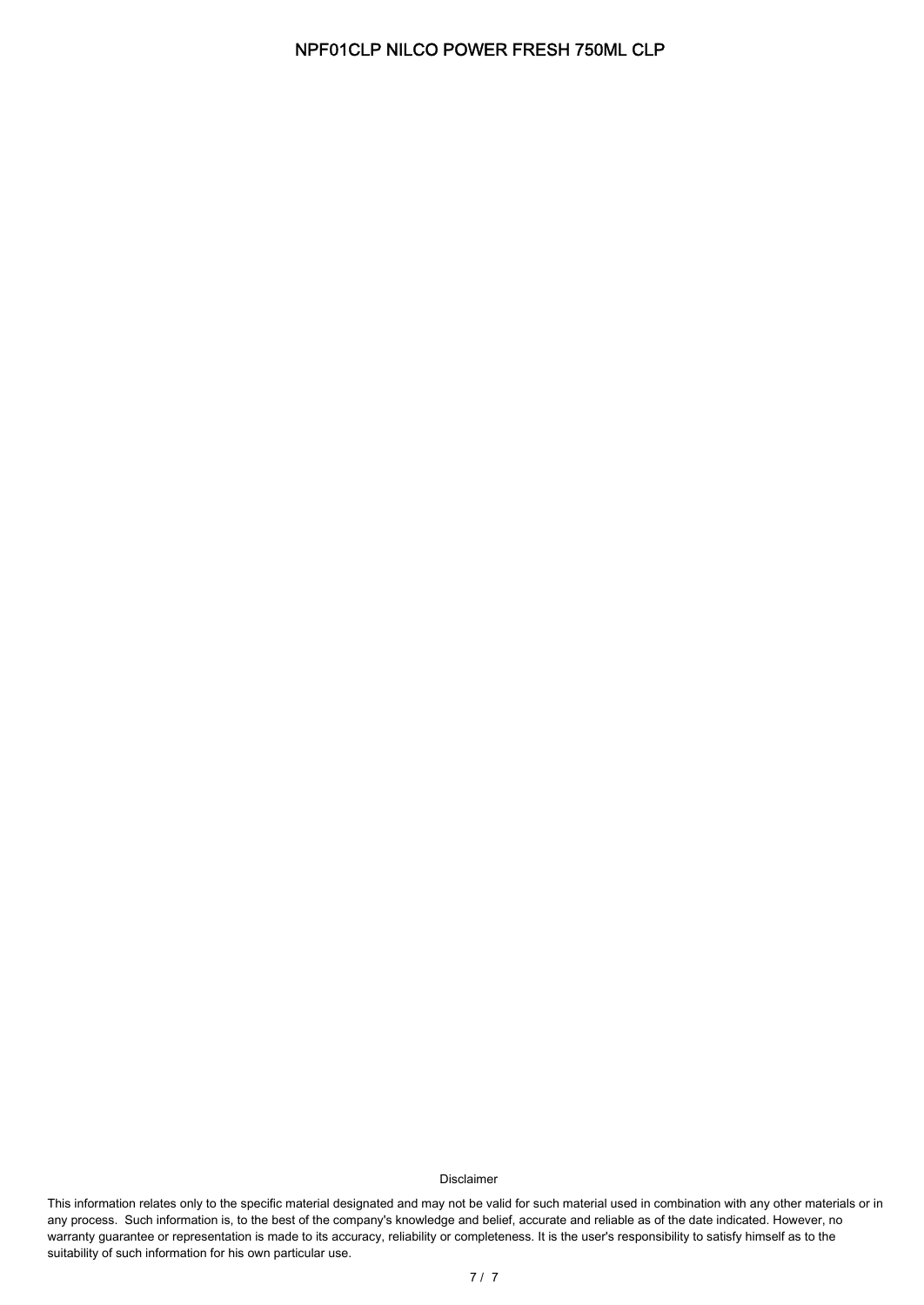Disclaimer

This information relates only to the specific material designated and may not be valid for such material used in combination with any other materials or in any process. Such information is, to the best of the company's knowledge and belief, accurate and reliable as of the date indicated. However, no warranty guarantee or representation is made to its accuracy, reliability or completeness. It is the user's responsibility to satisfy himself as to the suitability of such information for his own particular use.